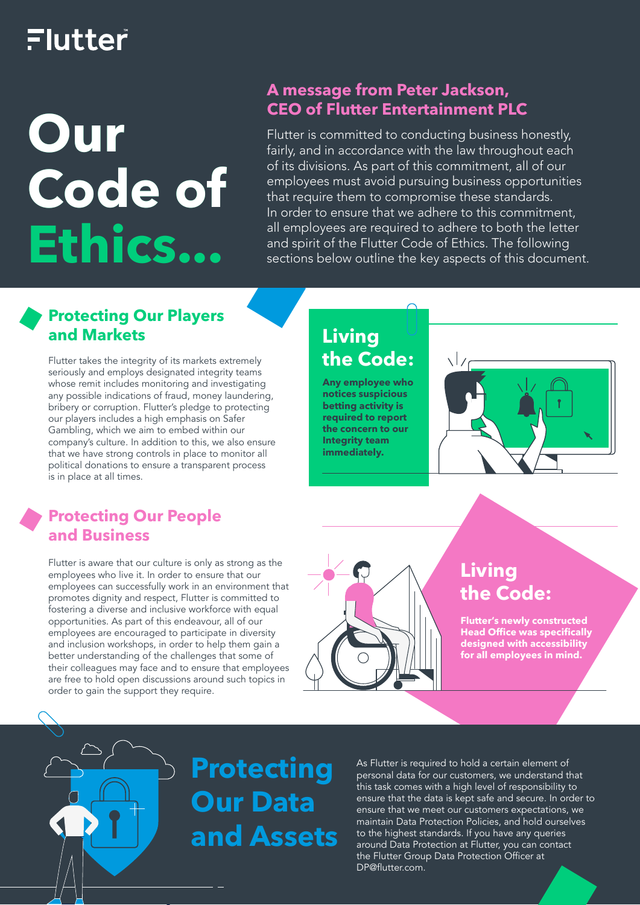Flutter

# Our Code of Ethics...

## A message from Peter Jackson, CEO of Flutter Entertainment PLC

Flutter is committed to conducting business honestly, fairly, and in accordance with the law throughout each of its divisions. As part of this commitment, all of our employees must avoid pursuing business opportunities that require them to compromise these standards. In order to ensure that we adhere to this commitment, all employees are required to adhere to both the letter and spirit of the Flutter Code of Ethics. The following sections below outline the key aspects of this document.

## Protecting Our Players and Markets

Flutter takes the integrity of its markets extremely seriously and employs designated integrity teams whose remit includes monitoring and investigating any possible indications of fraud, money laundering, bribery or corruption. Flutter's pledge to protecting our players includes a high emphasis on Safer Gambling, which we aim to embed within our company's culture. In addition to this, we also ensure that we have strong controls in place to monitor all political donations to ensure a transparent process is in place at all times.

### Living the Code:

**Any employee who notices suspicious betting activity is required to report the concern to our Integrity team immediately.**

## Protecting Our People and Business

Flutter is aware that our culture is only as strong as the employees who live it. In order to ensure that our employees can successfully work in an environment that promotes dignity and respect, Flutter is committed to fostering a diverse and inclusive workforce with equal opportunities. As part of this endeavour, all of our employees are encouraged to participate in diversity and inclusion workshops, in order to help them gain a better understanding of the challenges that some of their colleagues may face and to ensure that employees are free to hold open discussions around such topics in order to gain the support they require.

### Living the Code:

**Flutter's newly constructed Head Office was specifically designed with accessibility for all employees in mind.**

## Protecting Our Data and Assets

As Flutter is required to hold a certain element of personal data for our customers, we understand that this task comes with a high level of responsibility to ensure that the data is kept safe and secure. In order to ensure that we meet our customers expectations, we maintain Data Protection Policies, and hold ourselves to the highest standards. If you have any queries around Data Protection at Flutter, you can contact the Flutter Group Data Protection Officer at DP@flutter.com.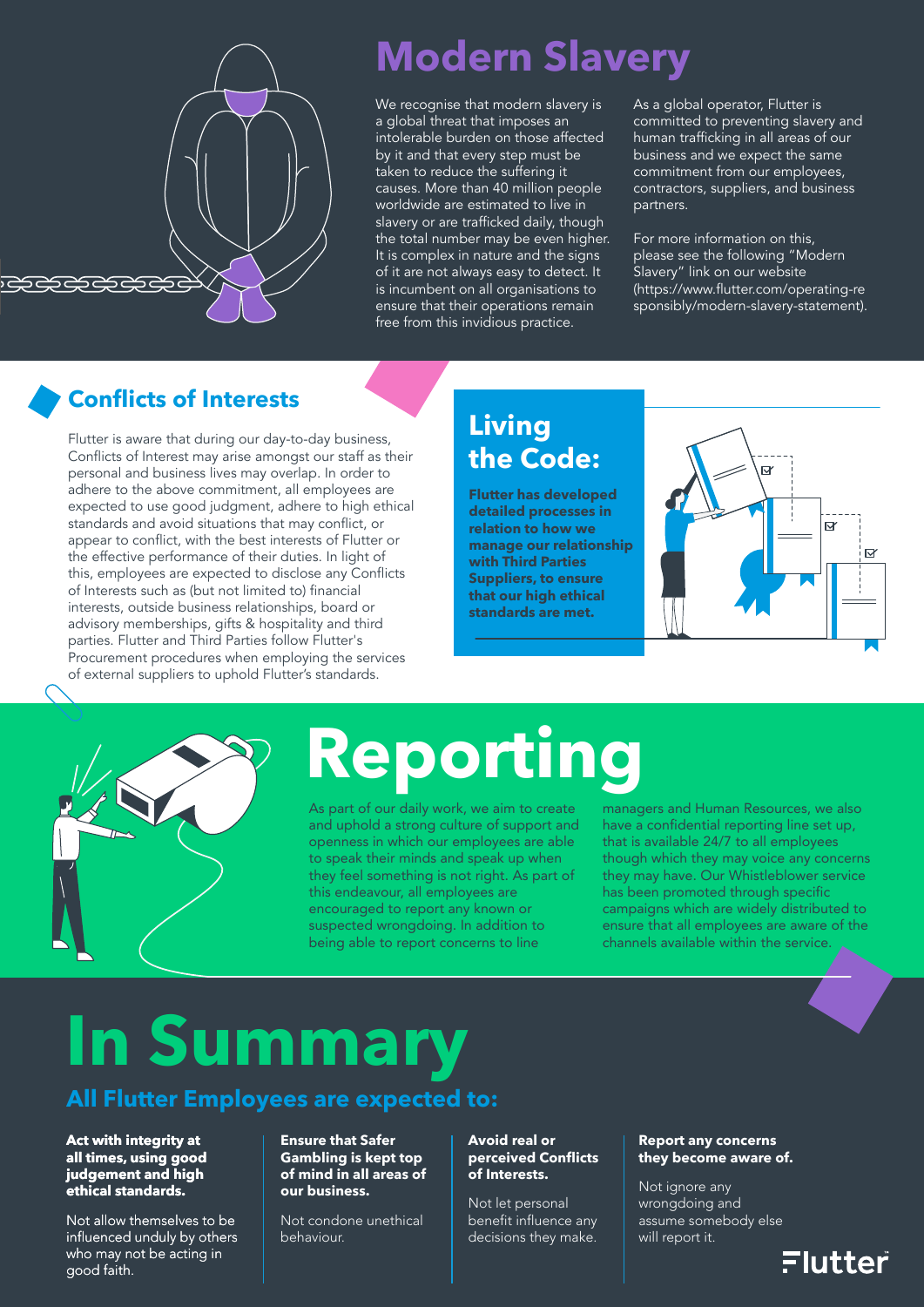# Modern Slavery

We recognise that modern slavery is a global threat that imposes an intolerable burden on those affected by it and that every step must be taken to reduce the suffering it causes. More than 40 million people worldwide are estimated to live in slavery or are trafficked daily, though the total number may be even higher. It is complex in nature and the signs of it are not always easy to detect. It is incumbent on all organisations to ensure that their operations remain free from this invidious practice.

As a global operator, Flutter is committed to preventing slavery and human trafficking in all areas of our business and we expect the same commitment from our employees, contractors, suppliers, and business partners.

For more information on this, please see the following "Modern Slavery" link on our website (https://www.flutter.com/operating-responsibly/modern-slavery-statement).

## Conflicts of Interests

Flutter is aware that during our day-to-day business, Conflicts of Interest may arise amongst our staff as their personal and business lives may overlap. In order to adhere to the above commitment, all employees are expected to use good judgment, adhere to high ethical standards and avoid situations that may conflict, or appear to conflict, with the best interests of Flutter or the effective performance of their duties. In light of this, employees are expected to disclose any Conflicts of Interests such as (but not limited to) financial interests, outside business relationships, board or advisory memberships, gifts & hospitality and third parties. Flutter and Third Parties follow Flutter's Procurement procedures when employing the services of external suppliers to uphold Flutter's standards.

## Living the Code:

**Flutter has developed detailed processes in relation to how we manage our relationship with Third Parties Suppliers, to ensure that our high ethical standards are met.**

# Reporting

As part of our daily work, we aim to create and uphold a strong culture of support and openness in which our employees are able to speak their minds and speak up when they feel something is not right. As part of this endeavour, all employees are encouraged to report any known or suspected wrongdoing. In addition to being able to report concerns to line managers and Human Resources, we also have a confidential reporting line set up, that is available 24/7 to all employees though which they may voice any concerns they may have. Our Whistleblower service has been promoted through specific campaigns which are widely distributed to ensure that all employees are aware of the channels available within the service.

# In Summary

## All Flutter Employees are expected to:

**Act with integrity at all times, using good judgement and high ethical standards.**

Not allow themselves to be influenced unduly by others who may not be acting in good faith.

**Ensure that Safer Gambling is kept top of mind in all areas of our business.**

Not condone unethical behaviour.

**Avoid real or perceived Conflicts of Interests.**

Not let personal benefit influence any decisions they make.

**Report any concerns they become aware of.**

Not ignore any wrongdoing and assume somebody else will report it.

Flutter